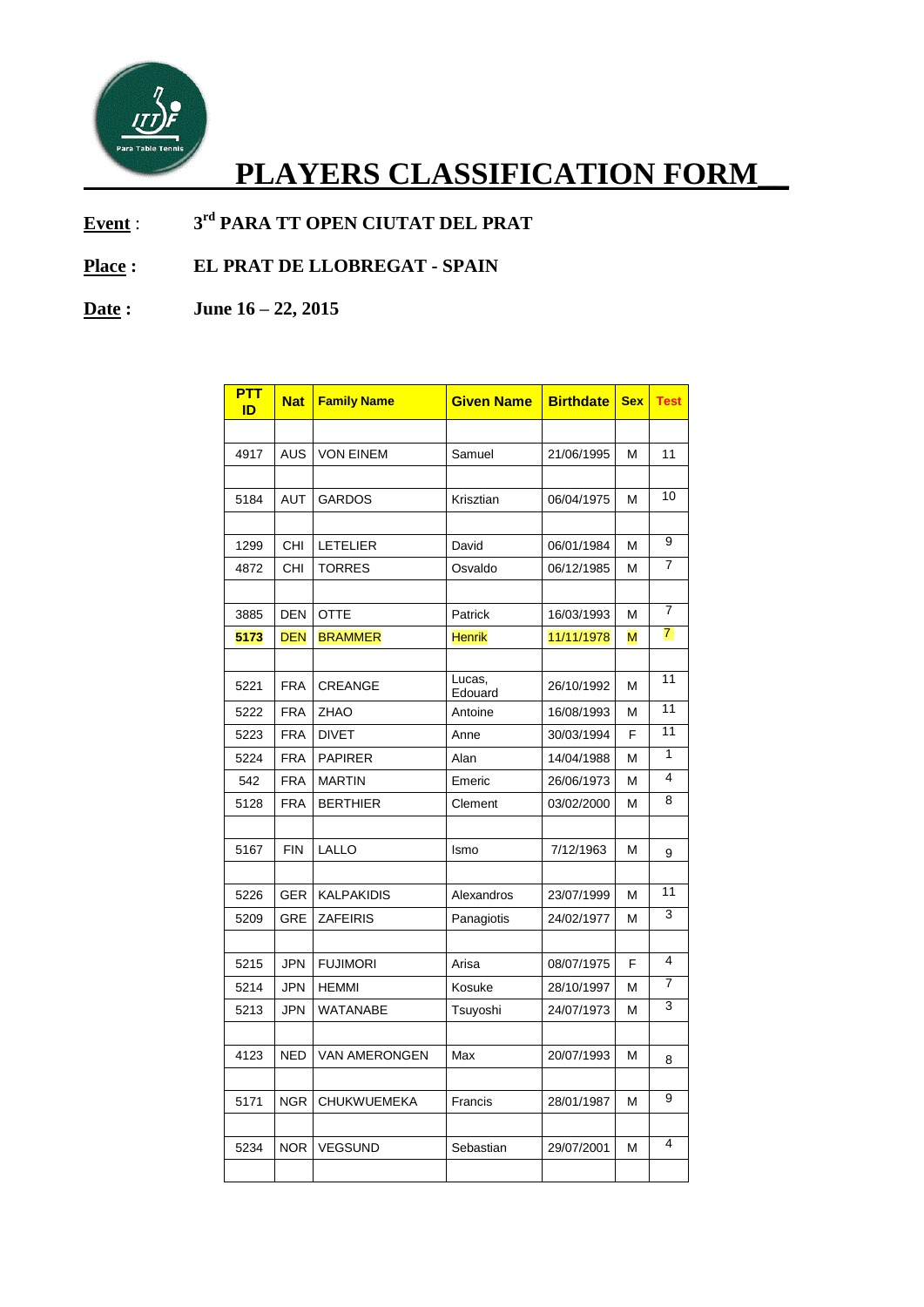# PLAYERS CLASSIFICATION FORM

**Event** : 3rd PARA TT OPEN CIUTAT DEL PRAT

**Place :** EL PRAT DE LLOBREGAT - SPAIN

**Date :** June 16 – 22, 2015

| PTT ID | Nat | Family Name | Given Name | Birthdate | Sex | Test |
|---|---|---|---|---|---|---|
| | | | | | | |
| 4917 | AUS | VON EINEM | Samuel | 21/06/1995 | M | 11 |
| | | | | | | |
| 5184 | AUT | GARDOS | Krisztian | 06/04/1975 | M | 10 |
| | | | | | | |
| 1299 | CHI | LETELIER | David | 06/01/1984 | M | 9 |
| 4872 | CHI | TORRES | Osvaldo | 06/12/1985 | M | 7 |
| | | | | | | |
| 3885 | DEN | OTTE | Patrick | 16/03/1993 | M | 7 |
| **5173** | DEN | BRAMMER | Henrik | 11/11/1978 | M | 7 |
| | | | | | | |
| 5221 | FRA | CREANGE | Lucas, Edouard | 26/10/1992 | M | 11 |
| 5222 | FRA | ZHAO | Antoine | 16/08/1993 | M | 11 |
| 5223 | FRA | DIVET | Anne | 30/03/1994 | F | 11 |
| 5224 | FRA | PAPIRER | Alan | 14/04/1988 | M | 1 |
| 542 | FRA | MARTIN | Emeric | 26/06/1973 | M | 4 |
| 5128 | FRA | BERTHIER | Clement | 03/02/2000 | M | 8 |
| | | | | | | |
| 5167 | FIN | LALLO | Ismo | 7/12/1963 | M | 9 |
| | | | | | | |
| 5226 | GER | KALPAKIDIS | Alexandros | 23/07/1999 | M | 11 |
| 5209 | GRE | ZAFEIRIS | Panagiotis | 24/02/1977 | M | 3 |
| | | | | | | |
| 5215 | JPN | FUJIMORI | Arisa | 08/07/1975 | F | 4 |
| 5214 | JPN | HEMMI | Kosuke | 28/10/1997 | M | 7 |
| 5213 | JPN | WATANABE | Tsuyoshi | 24/07/1973 | M | 3 |
| | | | | | | |
| 4123 | NED | VAN AMERONGEN | Max | 20/07/1993 | M | 8 |
| | | | | | | |
| 5171 | NGR | CHUKWUEMEKA | Francis | 28/01/1987 | M | 9 |
| | | | | | | |
| 5234 | NOR | VEGSUND | Sebastian | 29/07/2001 | M | 4 |
| | | | | | | |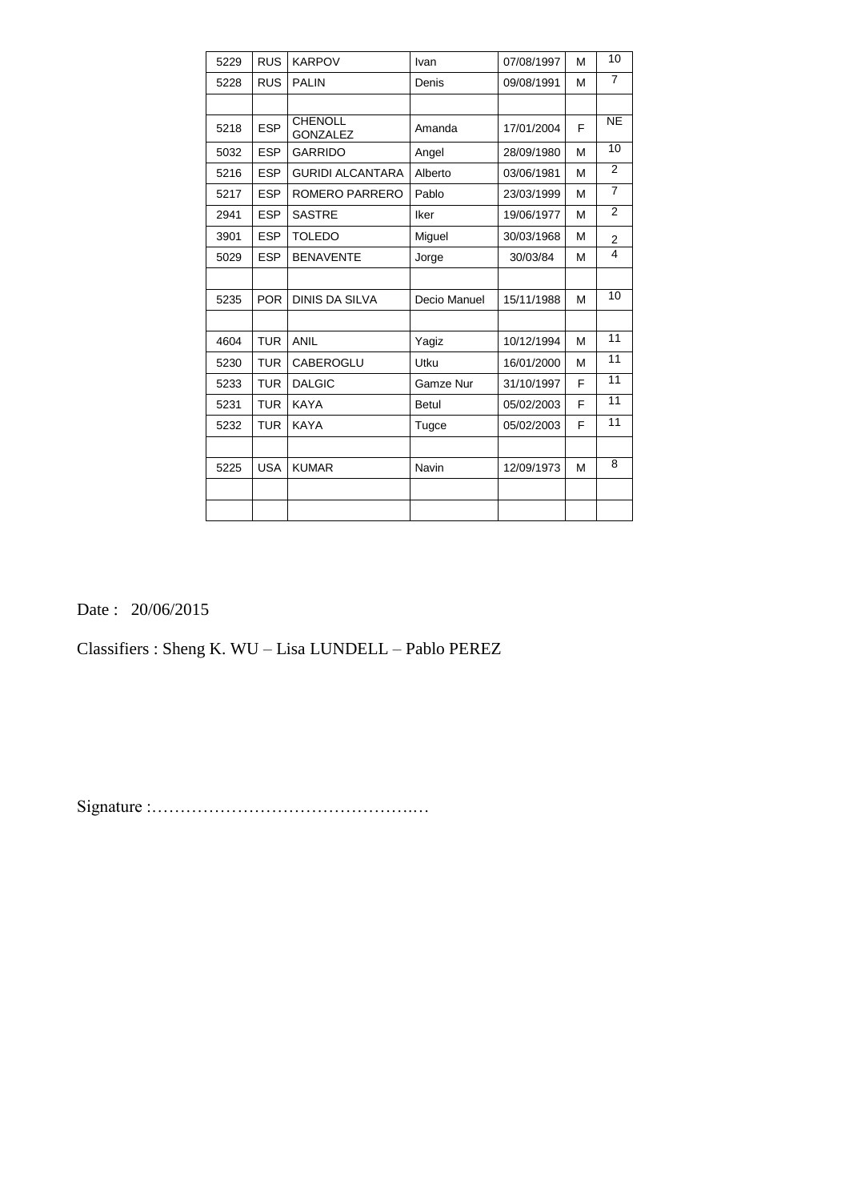| | | | | | | |
|---|---|---|---|---|---|---|
| 5229 | RUS | KARPOV | Ivan | 07/08/1997 | M | 10 |
| 5228 | RUS | PALIN | Denis | 09/08/1991 | M | 7 |
| | | | | | | |
| 5218 | ESP | CHENOLL GONZALEZ | Amanda | 17/01/2004 | F | NE |
| 5032 | ESP | GARRIDO | Angel | 28/09/1980 | M | 10 |
| 5216 | ESP | GURIDI ALCANTARA | Alberto | 03/06/1981 | M | 2 |
| 5217 | ESP | ROMERO PARRERO | Pablo | 23/03/1999 | M | 7 |
| 2941 | ESP | SASTRE | Iker | 19/06/1977 | M | 2 |
| 3901 | ESP | TOLEDO | Miguel | 30/03/1968 | M | 2 |
| 5029 | ESP | BENAVENTE | Jorge | 30/03/84 | M | 4 |
| | | | | | | |
| 5235 | POR | DINIS DA SILVA | Decio Manuel | 15/11/1988 | M | 10 |
| | | | | | | |
| 4604 | TUR | ANIL | Yagiz | 10/12/1994 | M | 11 |
| 5230 | TUR | CABEROGLU | Utku | 16/01/2000 | M | 11 |
| 5233 | TUR | DALGIC | Gamze Nur | 31/10/1997 | F | 11 |
| 5231 | TUR | KAYA | Betul | 05/02/2003 | F | 11 |
| 5232 | TUR | KAYA | Tugce | 05/02/2003 | F | 11 |
| | | | | | | |
| 5225 | USA | KUMAR | Navin | 12/09/1973 | M | 8 |
| | | | | | | |
| | | | | | | |

Date : 20/06/2015

Classifiers : Sheng K. WU – Lisa LUNDELL – Pablo PEREZ

Signature :……………………………………..…